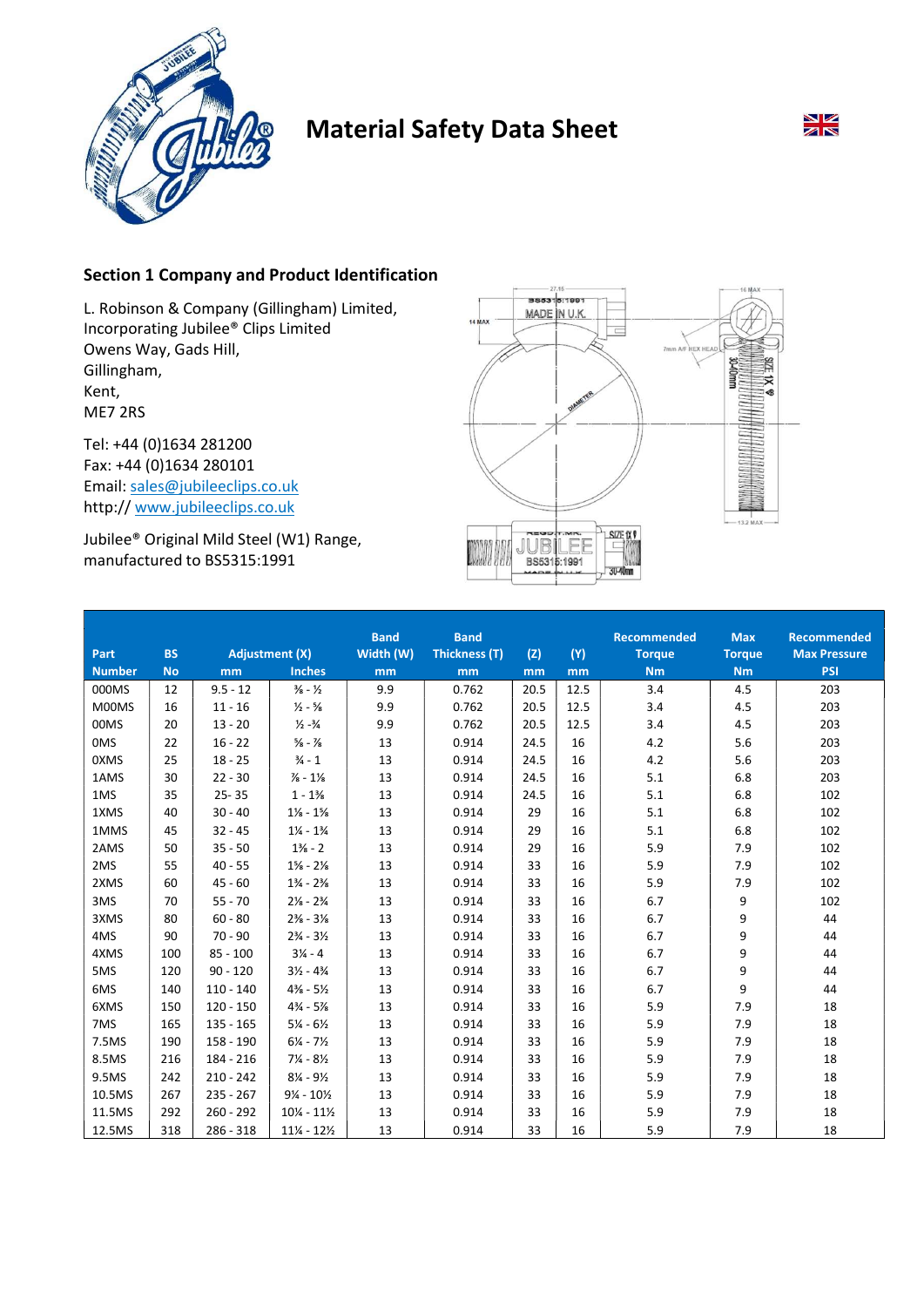# Material Safety Data Sheet

## Section 1 Company and Product Identification

L. Robinson & Company (Gillingham) Limited,
Incorporating Jubilee® Clips Limited
Owens Way, Gads Hill,
Gillingham,
Kent,
ME7 2RS

Tel: +44 (0)1634 281200
Fax: +44 (0)1634 280101
Email: sales@jubileeclips.co.uk
http:// www.jubileeclips.co.uk

Jubilee® Original Mild Steel (W1) Range, manufactured to BS5315:1991

| Part Number | BS No | Adjustment (X) mm | Adjustment (X) Inches | Band Width (W) mm | Band Thickness (T) mm | (Z) mm | (Y) mm | Recommended Torque Nm | Max Torque Nm | Recommended Max Pressure PSI |
|---|---|---|---|---|---|---|---|---|---|---|
| 000MS | 12 | 9.5 - 12 | ⅜ - ½ | 9.9 | 0.762 | 20.5 | 12.5 | 3.4 | 4.5 | 203 |
| M00MS | 16 | 11 - 16 | ½ - ⅝ | 9.9 | 0.762 | 20.5 | 12.5 | 3.4 | 4.5 | 203 |
| 00MS | 20 | 13 - 20 | ½ -¾ | 9.9 | 0.762 | 20.5 | 12.5 | 3.4 | 4.5 | 203 |
| 0MS | 22 | 16 - 22 | ⅝ - ⅞ | 13 | 0.914 | 24.5 | 16 | 4.2 | 5.6 | 203 |
| 0XMS | 25 | 18 - 25 | ¾ - 1 | 13 | 0.914 | 24.5 | 16 | 4.2 | 5.6 | 203 |
| 1AMS | 30 | 22 - 30 | ⅞ - 1⅛ | 13 | 0.914 | 24.5 | 16 | 5.1 | 6.8 | 203 |
| 1MS | 35 | 25- 35 | 1 - 1⅜ | 13 | 0.914 | 24.5 | 16 | 5.1 | 6.8 | 102 |
| 1XMS | 40 | 30 - 40 | 1⅛ - 1⅝ | 13 | 0.914 | 29 | 16 | 5.1 | 6.8 | 102 |
| 1MMS | 45 | 32 - 45 | 1¼ - 1¾ | 13 | 0.914 | 29 | 16 | 5.1 | 6.8 | 102 |
| 2AMS | 50 | 35 - 50 | 1⅜ - 2 | 13 | 0.914 | 29 | 16 | 5.9 | 7.9 | 102 |
| 2MS | 55 | 40 - 55 | 1⅝ - 2⅛ | 13 | 0.914 | 33 | 16 | 5.9 | 7.9 | 102 |
| 2XMS | 60 | 45 - 60 | 1¾ - 2⅜ | 13 | 0.914 | 33 | 16 | 5.9 | 7.9 | 102 |
| 3MS | 70 | 55 - 70 | 2⅛ - 2¾ | 13 | 0.914 | 33 | 16 | 6.7 | 9 | 102 |
| 3XMS | 80 | 60 - 80 | 2⅜ - 3⅛ | 13 | 0.914 | 33 | 16 | 6.7 | 9 | 44 |
| 4MS | 90 | 70 - 90 | 2¾ - 3½ | 13 | 0.914 | 33 | 16 | 6.7 | 9 | 44 |
| 4XMS | 100 | 85 - 100 | 3¼ - 4 | 13 | 0.914 | 33 | 16 | 6.7 | 9 | 44 |
| 5MS | 120 | 90 - 120 | 3½ - 4¾ | 13 | 0.914 | 33 | 16 | 6.7 | 9 | 44 |
| 6MS | 140 | 110 - 140 | 4⅜ - 5½ | 13 | 0.914 | 33 | 16 | 6.7 | 9 | 44 |
| 6XMS | 150 | 120 - 150 | 4¾ - 5⅞ | 13 | 0.914 | 33 | 16 | 5.9 | 7.9 | 18 |
| 7MS | 165 | 135 - 165 | 5¼ - 6½ | 13 | 0.914 | 33 | 16 | 5.9 | 7.9 | 18 |
| 7.5MS | 190 | 158 - 190 | 6¼ - 7½ | 13 | 0.914 | 33 | 16 | 5.9 | 7.9 | 18 |
| 8.5MS | 216 | 184 - 216 | 7¼ - 8½ | 13 | 0.914 | 33 | 16 | 5.9 | 7.9 | 18 |
| 9.5MS | 242 | 210 - 242 | 8¼ - 9½ | 13 | 0.914 | 33 | 16 | 5.9 | 7.9 | 18 |
| 10.5MS | 267 | 235 - 267 | 9¼ - 10½ | 13 | 0.914 | 33 | 16 | 5.9 | 7.9 | 18 |
| 11.5MS | 292 | 260 - 292 | 10¼ - 11½ | 13 | 0.914 | 33 | 16 | 5.9 | 7.9 | 18 |
| 12.5MS | 318 | 286 - 318 | 11¼ - 12½ | 13 | 0.914 | 33 | 16 | 5.9 | 7.9 | 18 |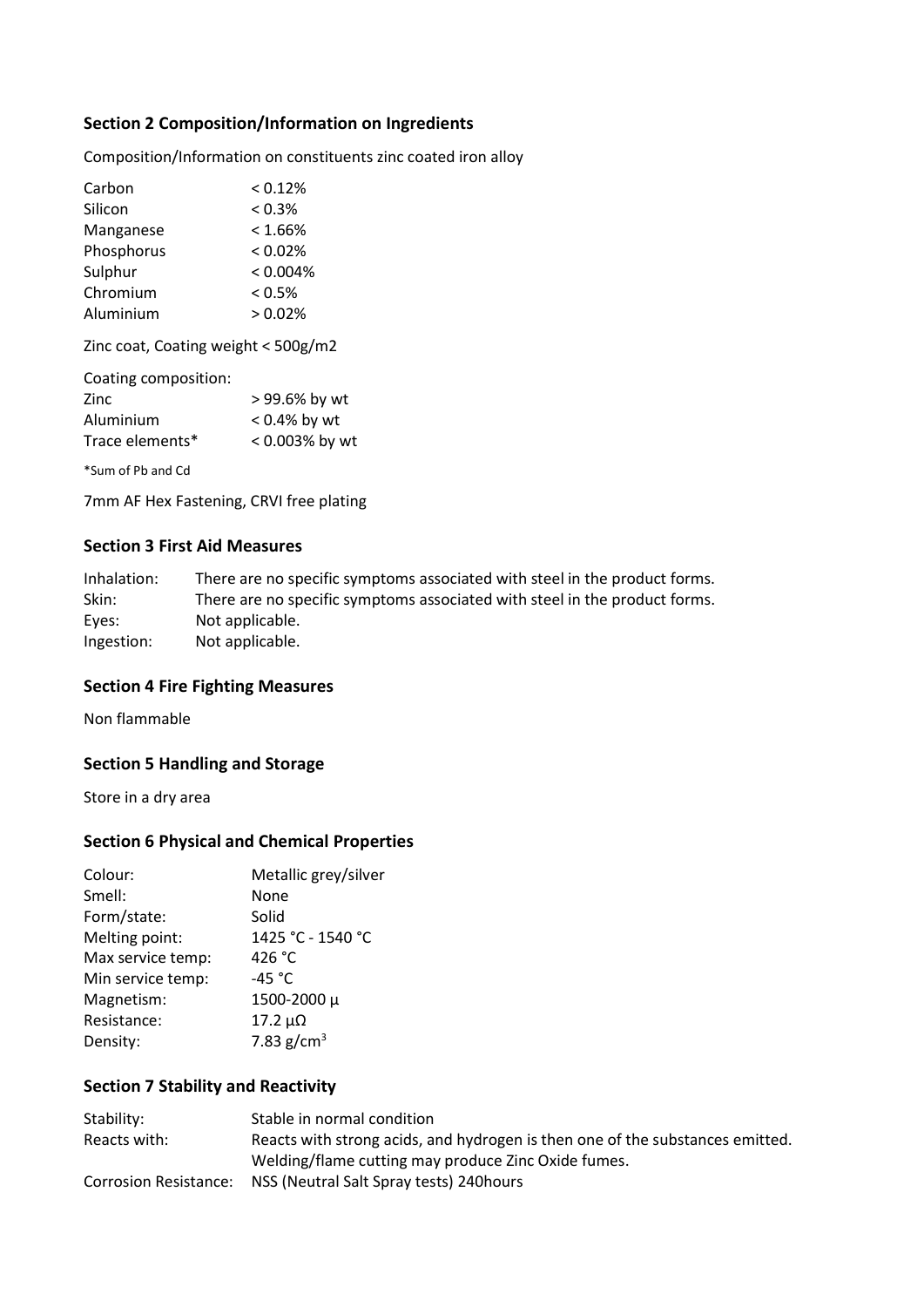## Section 2 Composition/Information on Ingredients

Composition/Information on constituents zinc coated iron alloy

| | |
|---|---|
| Carbon | < 0.12% |
| Silicon | < 0.3% |
| Manganese | < 1.66% |
| Phosphorus | < 0.02% |
| Sulphur | < 0.004% |
| Chromium | < 0.5% |
| Aluminium | > 0.02% |

Zinc coat, Coating weight < 500g/m2

Coating composition:

| | |
|---|---|
| Zinc | > 99.6% by wt |
| Aluminium | < 0.4% by wt |
| Trace elements* | < 0.003% by wt |

*Sum of Pb and Cd

7mm AF Hex Fastening, CRVI free plating

## Section 3 First Aid Measures

| | |
|---|---|
| Inhalation: | There are no specific symptoms associated with steel in the product forms. |
| Skin: | There are no specific symptoms associated with steel in the product forms. |
| Eyes: | Not applicable. |
| Ingestion: | Not applicable. |

## Section 4 Fire Fighting Measures

Non flammable

## Section 5 Handling and Storage

Store in a dry area

## Section 6 Physical and Chemical Properties

| | |
|---|---|
| Colour: | Metallic grey/silver |
| Smell: | None |
| Form/state: | Solid |
| Melting point: | 1425 °C - 1540 °C |
| Max service temp: | 426 °C |
| Min service temp: | -45 °C |
| Magnetism: | 1500-2000 μ |
| Resistance: | 17.2 μΩ |
| Density: | 7.83 $g/cm^3$ |

## Section 7 Stability and Reactivity

| | |
|---|---|
| Stability: | Stable in normal condition |
| Reacts with: | Reacts with strong acids, and hydrogen is then one of the substances emitted. Welding/flame cutting may produce Zinc Oxide fumes. |
| Corrosion Resistance: | NSS (Neutral Salt Spray tests) 240hours |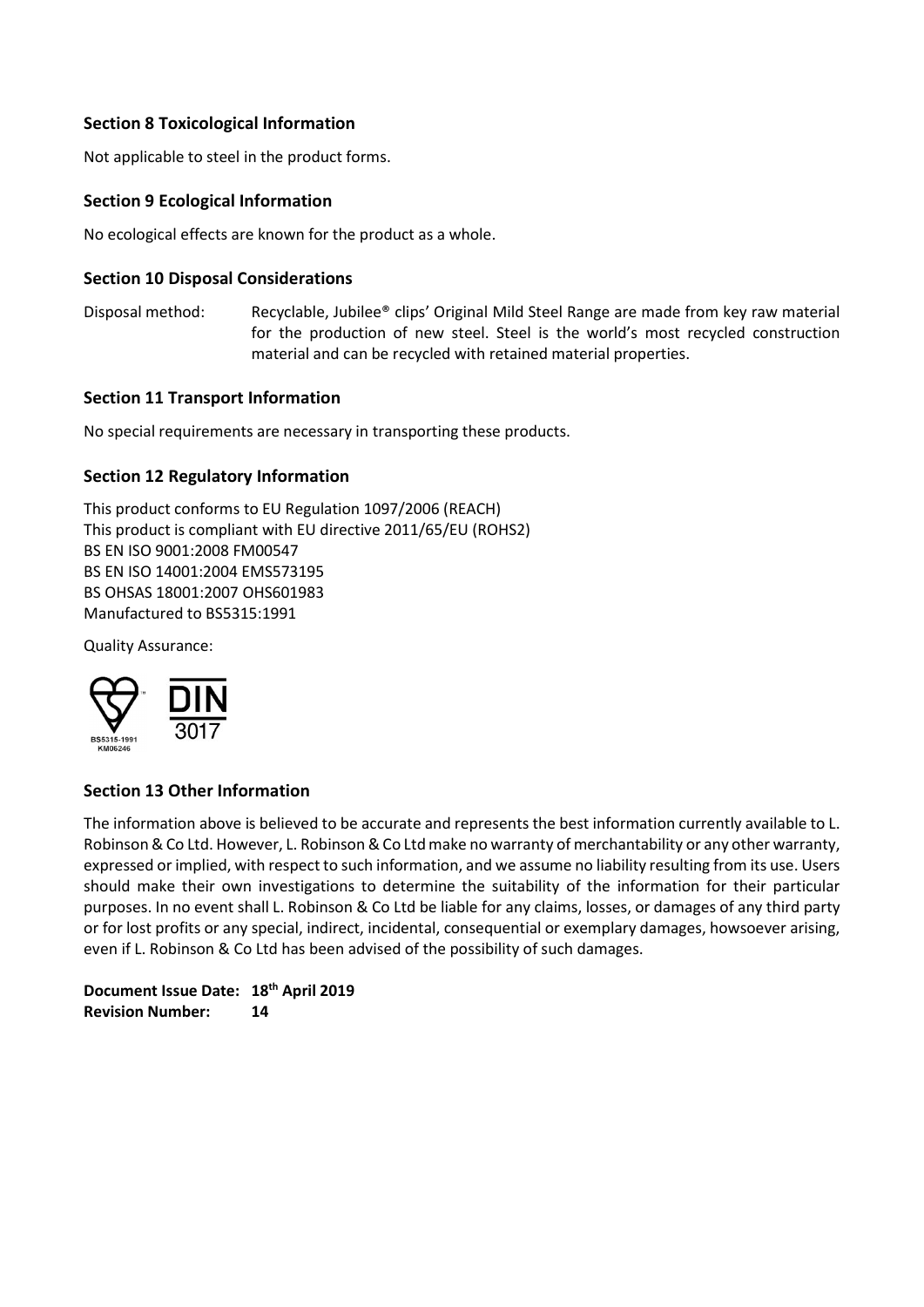### Section 8 Toxicological Information

Not applicable to steel in the product forms.

### Section 9 Ecological Information

No ecological effects are known for the product as a whole.

### Section 10 Disposal Considerations

Disposal method: Recyclable, Jubilee® clips' Original Mild Steel Range are made from key raw material for the production of new steel. Steel is the world's most recycled construction material and can be recycled with retained material properties.

### Section 11 Transport Information

No special requirements are necessary in transporting these products.

### Section 12 Regulatory Information

This product conforms to EU Regulation 1097/2006 (REACH)
This product is compliant with EU directive 2011/65/EU (ROHS2)
BS EN ISO 9001:2008 FM00547
BS EN ISO 14001:2004 EMS573195
BS OHSAS 18001:2007 OHS601983
Manufactured to BS5315:1991

Quality Assurance:

BS5315-1991
KM06246

DIN
3017

### Section 13 Other Information

The information above is believed to be accurate and represents the best information currently available to L. Robinson & Co Ltd. However, L. Robinson & Co Ltd make no warranty of merchantability or any other warranty, expressed or implied, with respect to such information, and we assume no liability resulting from its use. Users should make their own investigations to determine the suitability of the information for their particular purposes. In no event shall L. Robinson & Co Ltd be liable for any claims, losses, or damages of any third party or for lost profits or any special, indirect, incidental, consequential or exemplary damages, howsoever arising, even if L. Robinson & Co Ltd has been advised of the possibility of such damages.

**Document Issue Date: 18th April 2019**
**Revision Number: 14**